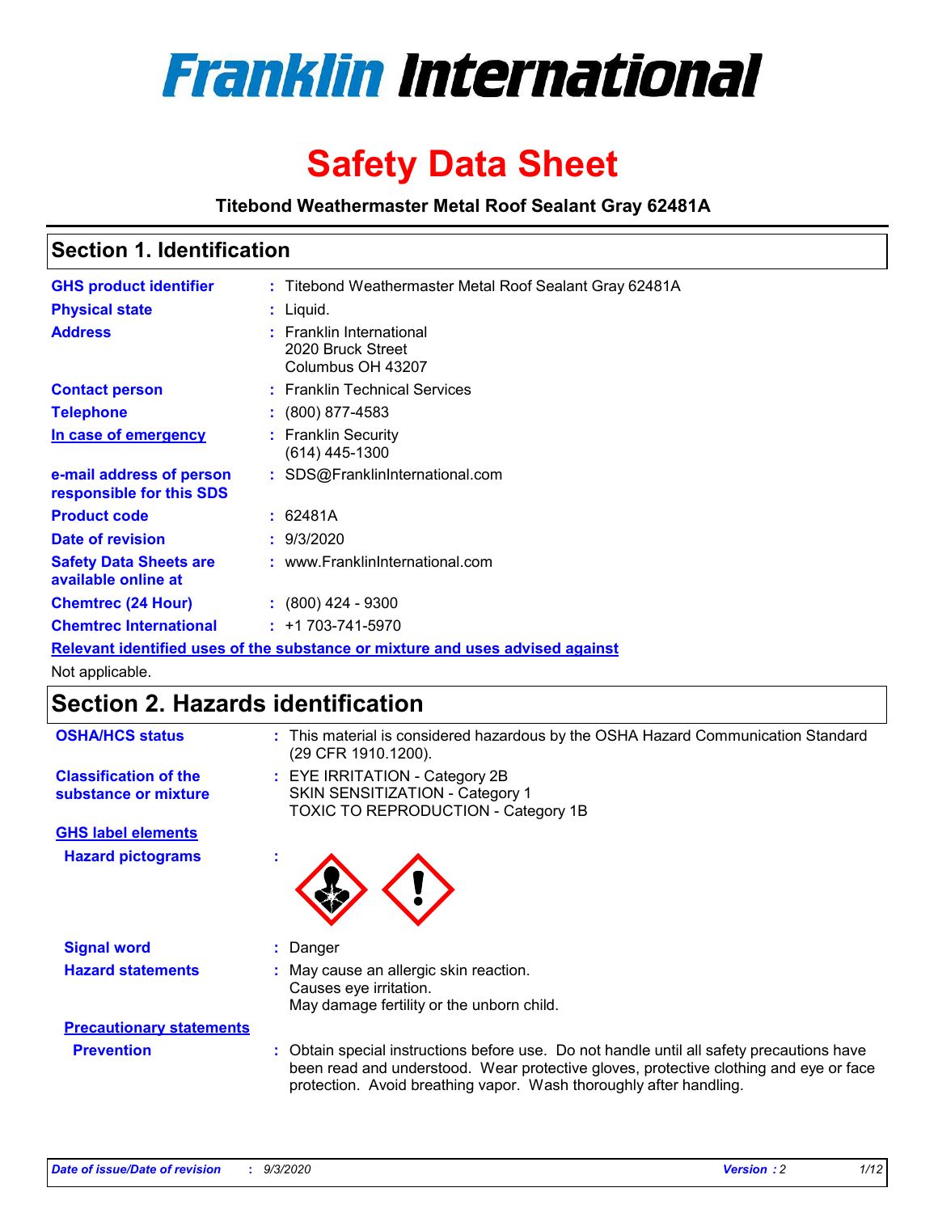# Franklin International

# Safety Data Sheet

**Titebond Weathermaster Metal Roof Sealant Gray 62481A**

## Section 1. Identification

| | | |
|---|---|---|
| **GHS product identifier** | : | Titebond Weathermaster Metal Roof Sealant Gray 62481A |
| **Physical state** | : | Liquid. |
| **Address** | : | Franklin International<br>2020 Bruck Street<br>Columbus OH 43207 |
| **Contact person** | : | Franklin Technical Services |
| **Telephone** | : | (800) 877-4583 |
| **In case of emergency** | : | Franklin Security<br>(614) 445-1300 |
| **e-mail address of person responsible for this SDS** | : | SDS@FranklinInternational.com |
| **Product code** | : | 62481A |
| **Date of revision** | : | 9/3/2020 |
| **Safety Data Sheets are available online at** | : | www.FranklinInternational.com |
| **Chemtrec (24 Hour)** | : | (800) 424 - 9300 |
| **Chemtrec International** | : | +1 703-741-5970 |

**Relevant identified uses of the substance or mixture and uses advised against**

Not applicable.

## Section 2. Hazards identification

| | | |
|---|---|---|
| **OSHA/HCS status** | : | This material is considered hazardous by the OSHA Hazard Communication Standard (29 CFR 1910.1200). |
| **Classification of the substance or mixture** | : | EYE IRRITATION - Category 2B<br>SKIN SENSITIZATION - Category 1<br>TOXIC TO REPRODUCTION - Category 1B |

**GHS label elements**

| | | |
|---|---|---|
| **Hazard pictograms** | : | |
| **Signal word** | : | Danger |
| **Hazard statements** | : | May cause an allergic skin reaction.<br>Causes eye irritation.<br>May damage fertility or the unborn child. |

**Precautionary statements**

| | | |
|---|---|---|
| **Prevention** | : | Obtain special instructions before use. Do not handle until all safety precautions have been read and understood. Wear protective gloves, protective clothing and eye or face protection. Avoid breathing vapor. Wash thoroughly after handling. |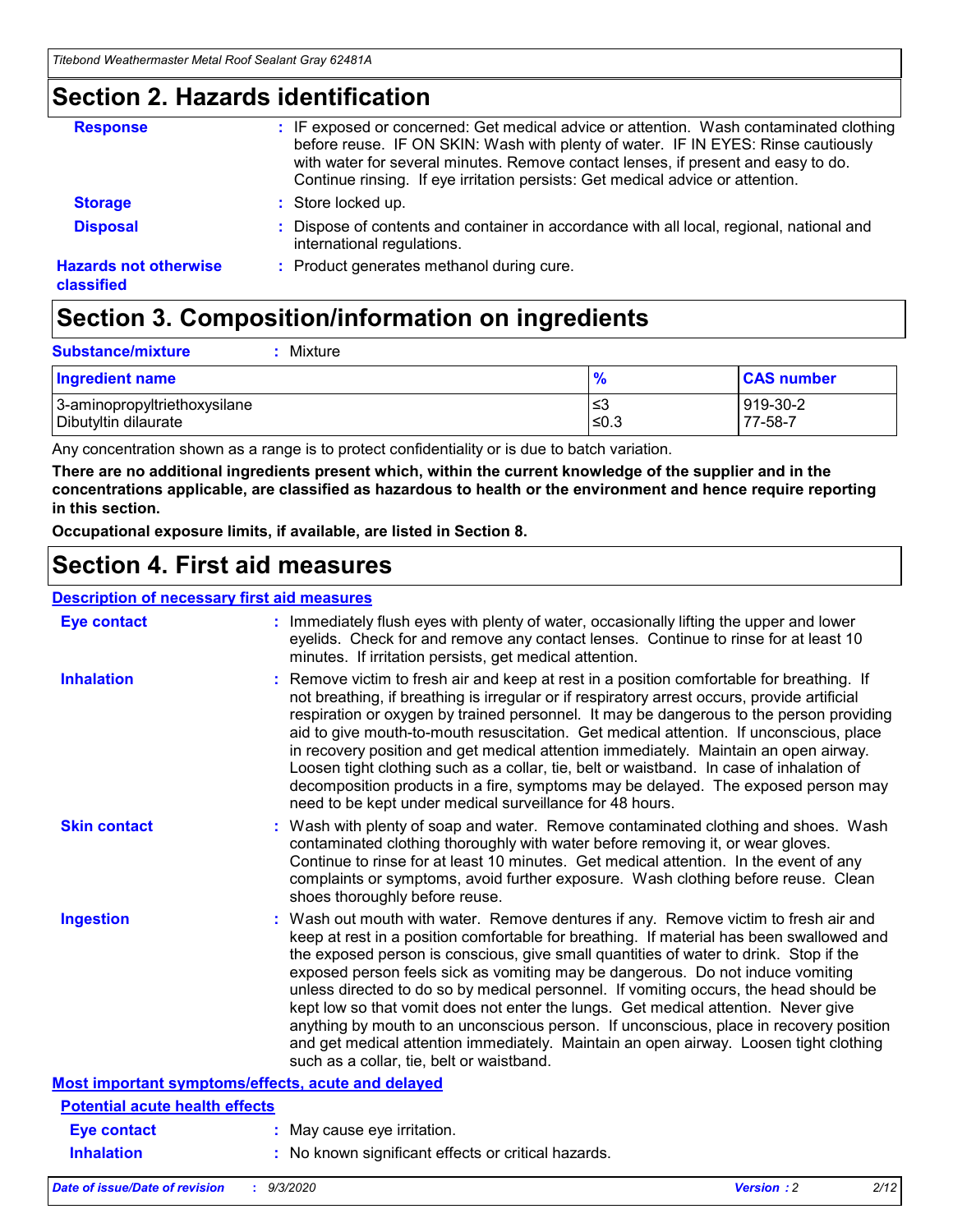## Section 2. Hazards identification

**Response** : IF exposed or concerned: Get medical advice or attention. Wash contaminated clothing before reuse. IF ON SKIN: Wash with plenty of water. IF IN EYES: Rinse cautiously with water for several minutes. Remove contact lenses, if present and easy to do. Continue rinsing. If eye irritation persists: Get medical advice or attention.

**Storage** : Store locked up.

**Disposal** : Dispose of contents and container in accordance with all local, regional, national and international regulations.

**Hazards not otherwise classified** : Product generates methanol during cure.

## Section 3. Composition/information on ingredients

**Substance/mixture** : Mixture

| Ingredient name | % | CAS number |
|---|---|---|
| 3-aminopropyltriethoxysilane | ≤3 | 919-30-2 |
| Dibutyltin dilaurate | ≤0.3 | 77-58-7 |

Any concentration shown as a range is to protect confidentiality or is due to batch variation.

**There are no additional ingredients present which, within the current knowledge of the supplier and in the concentrations applicable, are classified as hazardous to health or the environment and hence require reporting in this section.**

**Occupational exposure limits, if available, are listed in Section 8.**

## Section 4. First aid measures

### Description of necessary first aid measures

**Eye contact** : Immediately flush eyes with plenty of water, occasionally lifting the upper and lower eyelids. Check for and remove any contact lenses. Continue to rinse for at least 10 minutes. If irritation persists, get medical attention.

**Inhalation** : Remove victim to fresh air and keep at rest in a position comfortable for breathing. If not breathing, if breathing is irregular or if respiratory arrest occurs, provide artificial respiration or oxygen by trained personnel. It may be dangerous to the person providing aid to give mouth-to-mouth resuscitation. Get medical attention. If unconscious, place in recovery position and get medical attention immediately. Maintain an open airway. Loosen tight clothing such as a collar, tie, belt or waistband. In case of inhalation of decomposition products in a fire, symptoms may be delayed. The exposed person may need to be kept under medical surveillance for 48 hours.

**Skin contact** : Wash with plenty of soap and water. Remove contaminated clothing and shoes. Wash contaminated clothing thoroughly with water before removing it, or wear gloves. Continue to rinse for at least 10 minutes. Get medical attention. In the event of any complaints or symptoms, avoid further exposure. Wash clothing before reuse. Clean shoes thoroughly before reuse.

**Ingestion** : Wash out mouth with water. Remove dentures if any. Remove victim to fresh air and keep at rest in a position comfortable for breathing. If material has been swallowed and the exposed person is conscious, give small quantities of water to drink. Stop if the exposed person feels sick as vomiting may be dangerous. Do not induce vomiting unless directed to do so by medical personnel. If vomiting occurs, the head should be kept low so that vomit does not enter the lungs. Get medical attention. Never give anything by mouth to an unconscious person. If unconscious, place in recovery position and get medical attention immediately. Maintain an open airway. Loosen tight clothing such as a collar, tie, belt or waistband.

### Most important symptoms/effects, acute and delayed

#### Potential acute health effects

**Eye contact** : May cause eye irritation.

**Inhalation** : No known significant effects or critical hazards.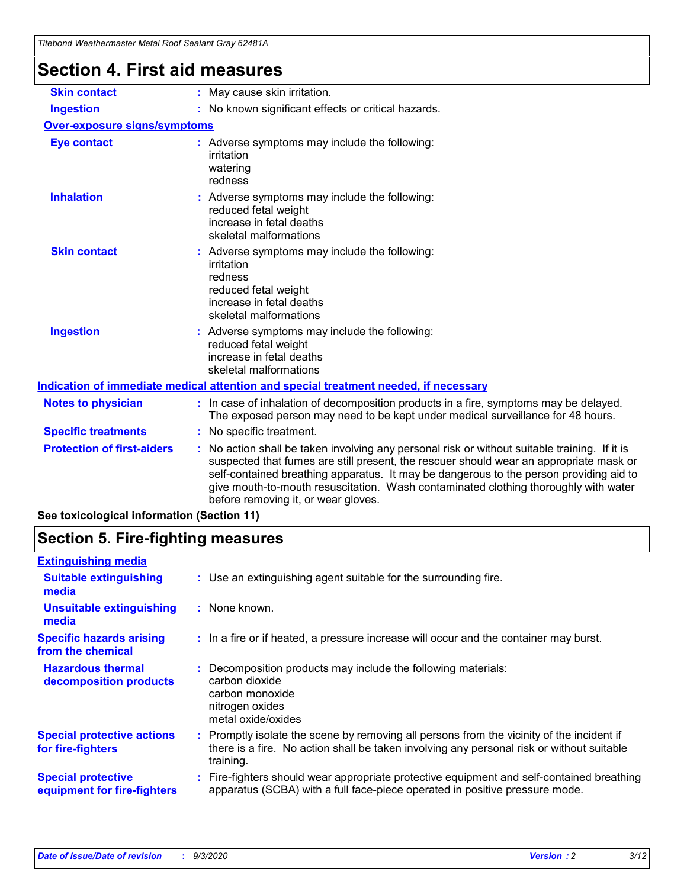## Section 4. First aid measures

| | |
|---|---|
| **Skin contact** | : May cause skin irritation. |
| **Ingestion** | : No known significant effects or critical hazards. |

**Over-exposure signs/symptoms**

| | |
|---|---|
| **Eye contact** | : Adverse symptoms may include the following:<br>irritation<br>watering<br>redness |
| **Inhalation** | : Adverse symptoms may include the following:<br>reduced fetal weight<br>increase in fetal deaths<br>skeletal malformations |
| **Skin contact** | : Adverse symptoms may include the following:<br>irritation<br>redness<br>reduced fetal weight<br>increase in fetal deaths<br>skeletal malformations |
| **Ingestion** | : Adverse symptoms may include the following:<br>reduced fetal weight<br>increase in fetal deaths<br>skeletal malformations |

**Indication of immediate medical attention and special treatment needed, if necessary**

| | |
|---|---|
| **Notes to physician** | : In case of inhalation of decomposition products in a fire, symptoms may be delayed. The exposed person may need to be kept under medical surveillance for 48 hours. |
| **Specific treatments** | : No specific treatment. |
| **Protection of first-aiders** | : No action shall be taken involving any personal risk or without suitable training. If it is suspected that fumes are still present, the rescuer should wear an appropriate mask or self-contained breathing apparatus. It may be dangerous to the person providing aid to give mouth-to-mouth resuscitation. Wash contaminated clothing thoroughly with water before removing it, or wear gloves. |

**See toxicological information (Section 11)**

## Section 5. Fire-fighting measures

**Extinguishing media**

| | |
|---|---|
| **Suitable extinguishing media** | : Use an extinguishing agent suitable for the surrounding fire. |
| **Unsuitable extinguishing media** | : None known. |
| **Specific hazards arising from the chemical** | : In a fire or if heated, a pressure increase will occur and the container may burst. |
| **Hazardous thermal decomposition products** | : Decomposition products may include the following materials:<br>carbon dioxide<br>carbon monoxide<br>nitrogen oxides<br>metal oxide/oxides |
| **Special protective actions for fire-fighters** | : Promptly isolate the scene by removing all persons from the vicinity of the incident if there is a fire. No action shall be taken involving any personal risk or without suitable training. |
| **Special protective equipment for fire-fighters** | : Fire-fighters should wear appropriate protective equipment and self-contained breathing apparatus (SCBA) with a full face-piece operated in positive pressure mode. |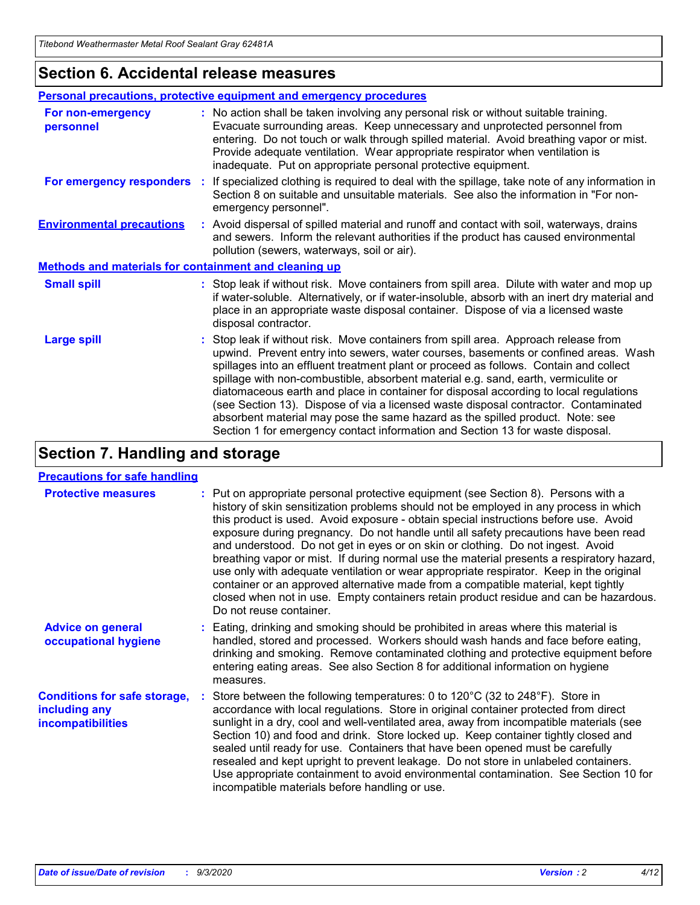## Section 6. Accidental release measures

### Personal precautions, protective equipment and emergency procedures

**For non-emergency personnel** : No action shall be taken involving any personal risk or without suitable training. Evacuate surrounding areas. Keep unnecessary and unprotected personnel from entering. Do not touch or walk through spilled material. Avoid breathing vapor or mist. Provide adequate ventilation. Wear appropriate respirator when ventilation is inadequate. Put on appropriate personal protective equipment.

**For emergency responders** : If specialized clothing is required to deal with the spillage, take note of any information in Section 8 on suitable and unsuitable materials. See also the information in "For non-emergency personnel".

**Environmental precautions** : Avoid dispersal of spilled material and runoff and contact with soil, waterways, drains and sewers. Inform the relevant authorities if the product has caused environmental pollution (sewers, waterways, soil or air).

### Methods and materials for containment and cleaning up

**Small spill** : Stop leak if without risk. Move containers from spill area. Dilute with water and mop up if water-soluble. Alternatively, or if water-insoluble, absorb with an inert dry material and place in an appropriate waste disposal container. Dispose of via a licensed waste disposal contractor.

**Large spill** : Stop leak if without risk. Move containers from spill area. Approach release from upwind. Prevent entry into sewers, water courses, basements or confined areas. Wash spillages into an effluent treatment plant or proceed as follows. Contain and collect spillage with non-combustible, absorbent material e.g. sand, earth, vermiculite or diatomaceous earth and place in container for disposal according to local regulations (see Section 13). Dispose of via a licensed waste disposal contractor. Contaminated absorbent material may pose the same hazard as the spilled product. Note: see Section 1 for emergency contact information and Section 13 for waste disposal.

## Section 7. Handling and storage

### Precautions for safe handling

**Protective measures** : Put on appropriate personal protective equipment (see Section 8). Persons with a history of skin sensitization problems should not be employed in any process in which this product is used. Avoid exposure - obtain special instructions before use. Avoid exposure during pregnancy. Do not handle until all safety precautions have been read and understood. Do not get in eyes or on skin or clothing. Do not ingest. Avoid breathing vapor or mist. If during normal use the material presents a respiratory hazard, use only with adequate ventilation or wear appropriate respirator. Keep in the original container or an approved alternative made from a compatible material, kept tightly closed when not in use. Empty containers retain product residue and can be hazardous. Do not reuse container.

**Advice on general occupational hygiene** : Eating, drinking and smoking should be prohibited in areas where this material is handled, stored and processed. Workers should wash hands and face before eating, drinking and smoking. Remove contaminated clothing and protective equipment before entering eating areas. See also Section 8 for additional information on hygiene measures.

**Conditions for safe storage, including any incompatibilities** : Store between the following temperatures: 0 to 120°C (32 to 248°F). Store in accordance with local regulations. Store in original container protected from direct sunlight in a dry, cool and well-ventilated area, away from incompatible materials (see Section 10) and food and drink. Store locked up. Keep container tightly closed and sealed until ready for use. Containers that have been opened must be carefully resealed and kept upright to prevent leakage. Do not store in unlabeled containers. Use appropriate containment to avoid environmental contamination. See Section 10 for incompatible materials before handling or use.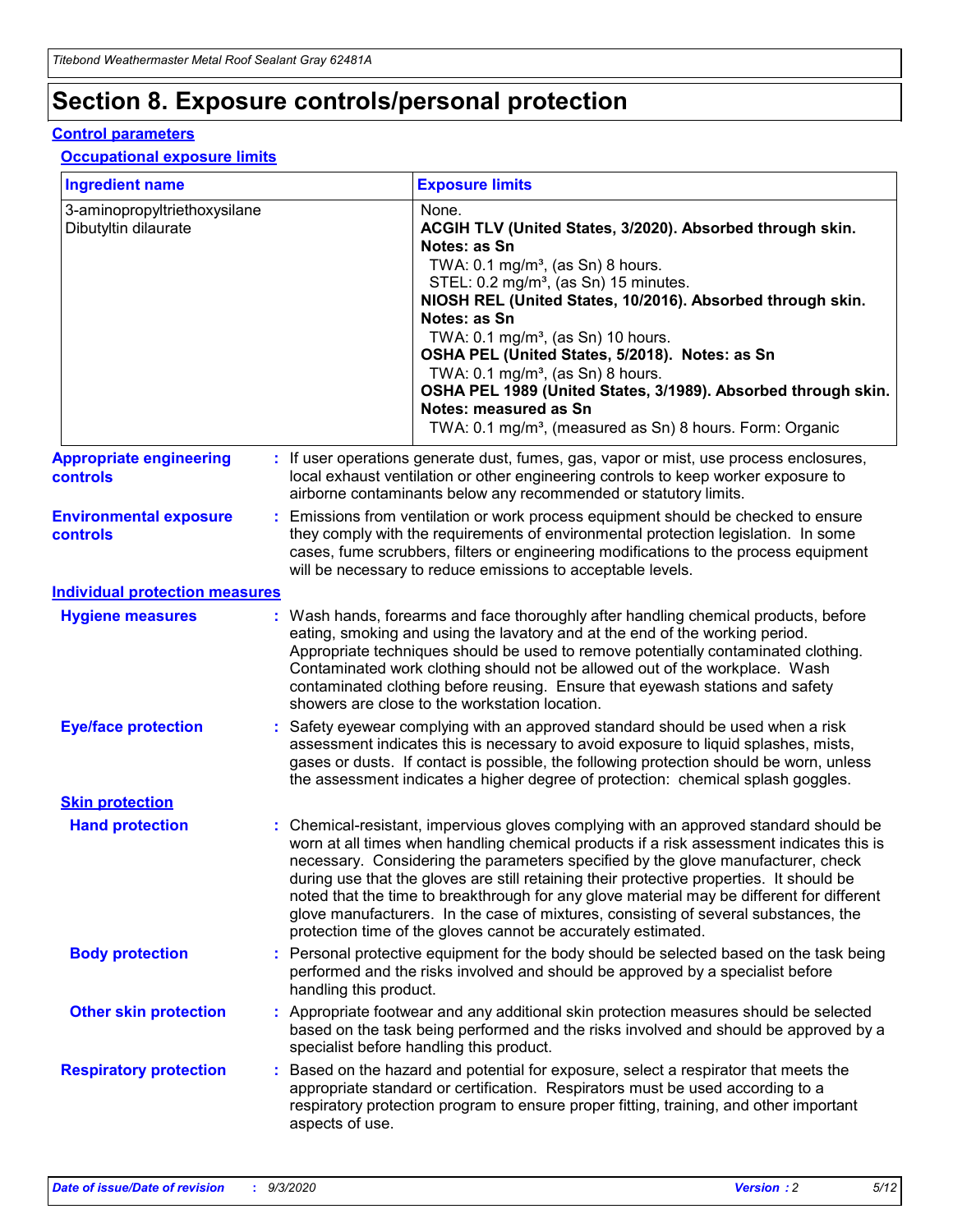# Section 8. Exposure controls/personal protection

## Control parameters

### Occupational exposure limits

| Ingredient name | Exposure limits |
|---|---|
| 3-aminopropyltriethoxysilane<br>Dibutyltin dilaurate | None.<br>**ACGIH TLV (United States, 3/2020). Absorbed through skin. Notes: as Sn**<br>TWA: 0.1 mg/m³, (as Sn) 8 hours.<br>STEL: 0.2 mg/m³, (as Sn) 15 minutes.<br>**NIOSH REL (United States, 10/2016). Absorbed through skin. Notes: as Sn**<br>TWA: 0.1 mg/m³, (as Sn) 10 hours.<br>**OSHA PEL (United States, 5/2018). Notes: as Sn**<br>TWA: 0.1 mg/m³, (as Sn) 8 hours.<br>**OSHA PEL 1989 (United States, 3/1989). Absorbed through skin. Notes: measured as Sn**<br>TWA: 0.1 mg/m³, (measured as Sn) 8 hours. Form: Organic |

**Appropriate engineering controls** : If user operations generate dust, fumes, gas, vapor or mist, use process enclosures, local exhaust ventilation or other engineering controls to keep worker exposure to airborne contaminants below any recommended or statutory limits.

**Environmental exposure controls** : Emissions from ventilation or work process equipment should be checked to ensure they comply with the requirements of environmental protection legislation. In some cases, fume scrubbers, filters or engineering modifications to the process equipment will be necessary to reduce emissions to acceptable levels.

## Individual protection measures

**Hygiene measures** : Wash hands, forearms and face thoroughly after handling chemical products, before eating, smoking and using the lavatory and at the end of the working period. Appropriate techniques should be used to remove potentially contaminated clothing. Contaminated work clothing should not be allowed out of the workplace. Wash contaminated clothing before reusing. Ensure that eyewash stations and safety showers are close to the workstation location.

**Eye/face protection** : Safety eyewear complying with an approved standard should be used when a risk assessment indicates this is necessary to avoid exposure to liquid splashes, mists, gases or dusts. If contact is possible, the following protection should be worn, unless the assessment indicates a higher degree of protection: chemical splash goggles.

### Skin protection

**Hand protection** : Chemical-resistant, impervious gloves complying with an approved standard should be worn at all times when handling chemical products if a risk assessment indicates this is necessary. Considering the parameters specified by the glove manufacturer, check during use that the gloves are still retaining their protective properties. It should be noted that the time to breakthrough for any glove material may be different for different glove manufacturers. In the case of mixtures, consisting of several substances, the protection time of the gloves cannot be accurately estimated.

**Body protection** : Personal protective equipment for the body should be selected based on the task being performed and the risks involved and should be approved by a specialist before handling this product.

**Other skin protection** : Appropriate footwear and any additional skin protection measures should be selected based on the task being performed and the risks involved and should be approved by a specialist before handling this product.

**Respiratory protection** : Based on the hazard and potential for exposure, select a respirator that meets the appropriate standard or certification. Respirators must be used according to a respiratory protection program to ensure proper fitting, training, and other important aspects of use.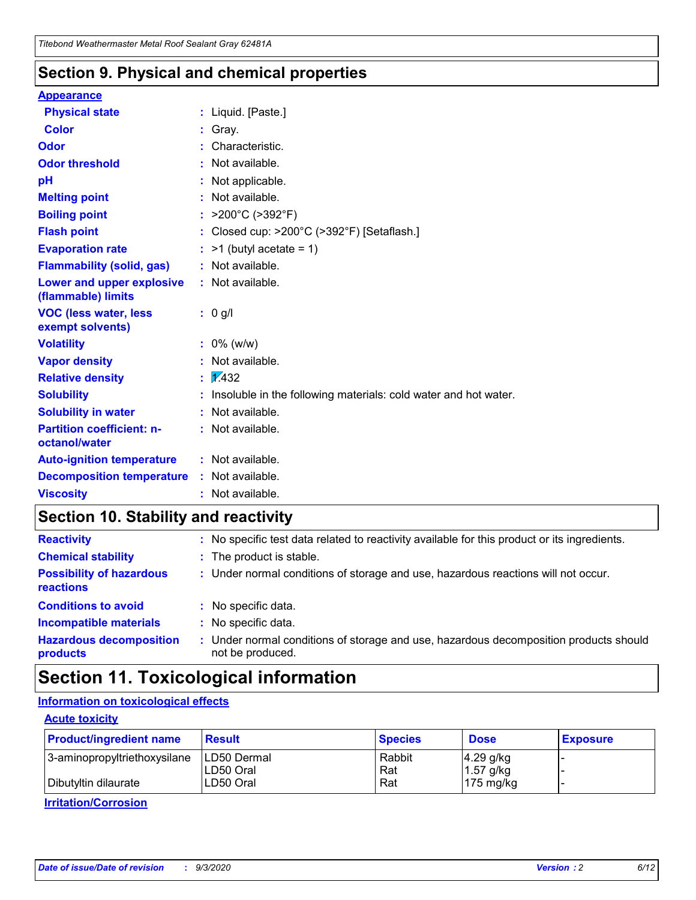## Section 9. Physical and chemical properties

**Appearance**

| | |
|---|---|
| **Physical state** | : Liquid. [Paste.] |
| **Color** | : Gray. |
| **Odor** | : Characteristic. |
| **Odor threshold** | : Not available. |
| **pH** | : Not applicable. |
| **Melting point** | : Not available. |
| **Boiling point** | : >200°C (>392°F) |
| **Flash point** | : Closed cup: >200°C (>392°F) [Setaflash.] |
| **Evaporation rate** | : >1 (butyl acetate = 1) |
| **Flammability (solid, gas)** | : Not available. |
| **Lower and upper explosive (flammable) limits** | : Not available. |
| **VOC (less water, less exempt solvents)** | : 0 g/l |
| **Volatility** | : 0% (w/w) |
| **Vapor density** | : Not available. |
| **Relative density** | : 1.432 |
| **Solubility** | : Insoluble in the following materials: cold water and hot water. |
| **Solubility in water** | : Not available. |
| **Partition coefficient: n-octanol/water** | : Not available. |
| **Auto-ignition temperature** | : Not available. |
| **Decomposition temperature** | : Not available. |
| **Viscosity** | : Not available. |

## Section 10. Stability and reactivity

| | |
|---|---|
| **Reactivity** | : No specific test data related to reactivity available for this product or its ingredients. |
| **Chemical stability** | : The product is stable. |
| **Possibility of hazardous reactions** | : Under normal conditions of storage and use, hazardous reactions will not occur. |
| **Conditions to avoid** | : No specific data. |
| **Incompatible materials** | : No specific data. |
| **Hazardous decomposition products** | : Under normal conditions of storage and use, hazardous decomposition products should not be produced. |

## Section 11. Toxicological information

**Information on toxicological effects**

**Acute toxicity**

| Product/ingredient name | Result | Species | Dose | Exposure |
|---|---|---|---|---|
| 3-aminopropyltriethoxysilane | LD50 Dermal | Rabbit | 4.29 g/kg | - |
| | LD50 Oral | Rat | 1.57 g/kg | - |
| Dibutyltin dilaurate | LD50 Oral | Rat | 175 mg/kg | - |

**Irritation/Corrosion**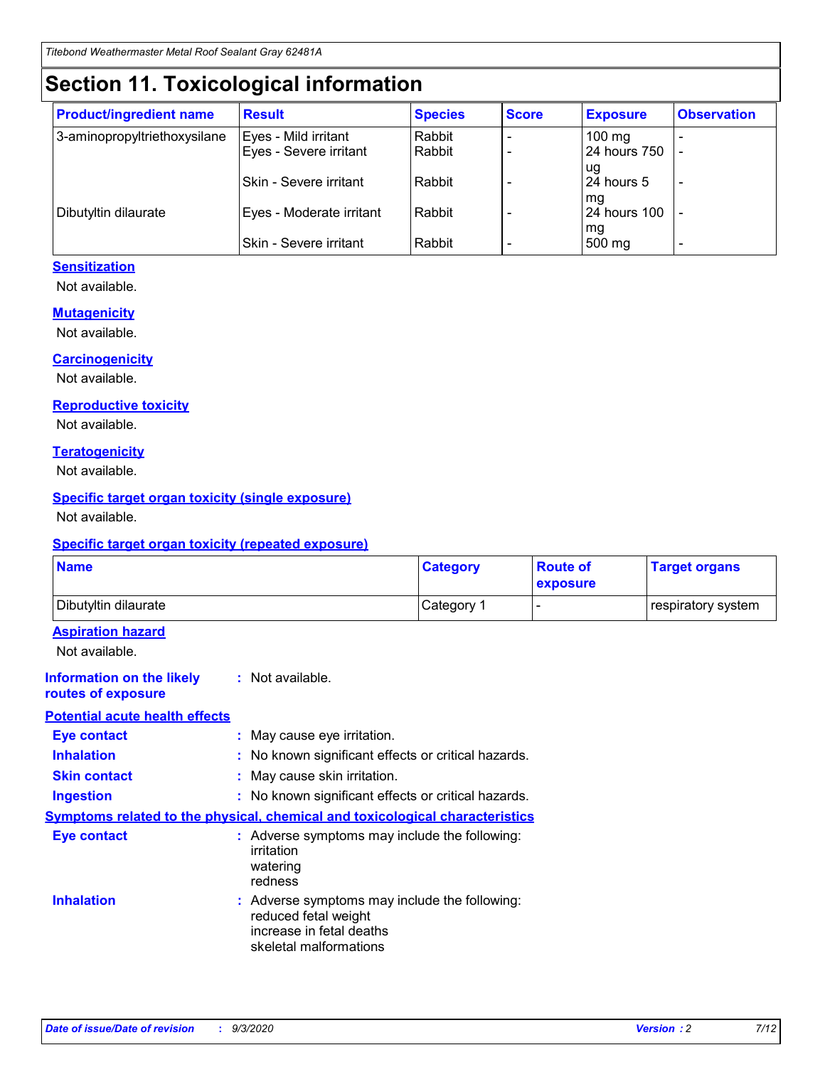# Section 11. Toxicological information

| Product/ingredient name | Result | Species | Score | Exposure | Observation |
| --- | --- | --- | --- | --- | --- |
| 3-aminopropyltriethoxysilane | Eyes - Mild irritant | Rabbit | - | 100 mg | - |
| | Eyes - Severe irritant | Rabbit | - | 24 hours 750 ug | - |
| | Skin - Severe irritant | Rabbit | - | 24 hours 5 mg | - |
| Dibutyltin dilaurate | Eyes - Moderate irritant | Rabbit | - | 24 hours 100 mg | - |
| | Skin - Severe irritant | Rabbit | - | 500 mg | - |

### Sensitization

Not available.

### Mutagenicity

Not available.

### Carcinogenicity

Not available.

### Reproductive toxicity

Not available.

### Teratogenicity

Not available.

### Specific target organ toxicity (single exposure)

Not available.

### Specific target organ toxicity (repeated exposure)

| Name | Category | Route of exposure | Target organs |
| --- | --- | --- | --- |
| Dibutyltin dilaurate | Category 1 | - | respiratory system |

### Aspiration hazard

Not available.

**Information on the likely routes of exposure** : Not available.

### Potential acute health effects

**Eye contact** : May cause eye irritation.

**Inhalation** : No known significant effects or critical hazards.

**Skin contact** : May cause skin irritation.

**Ingestion** : No known significant effects or critical hazards.

### Symptoms related to the physical, chemical and toxicological characteristics

**Eye contact** : Adverse symptoms may include the following:
irritation
watering
redness

**Inhalation** : Adverse symptoms may include the following:
reduced fetal weight
increase in fetal deaths
skeletal malformations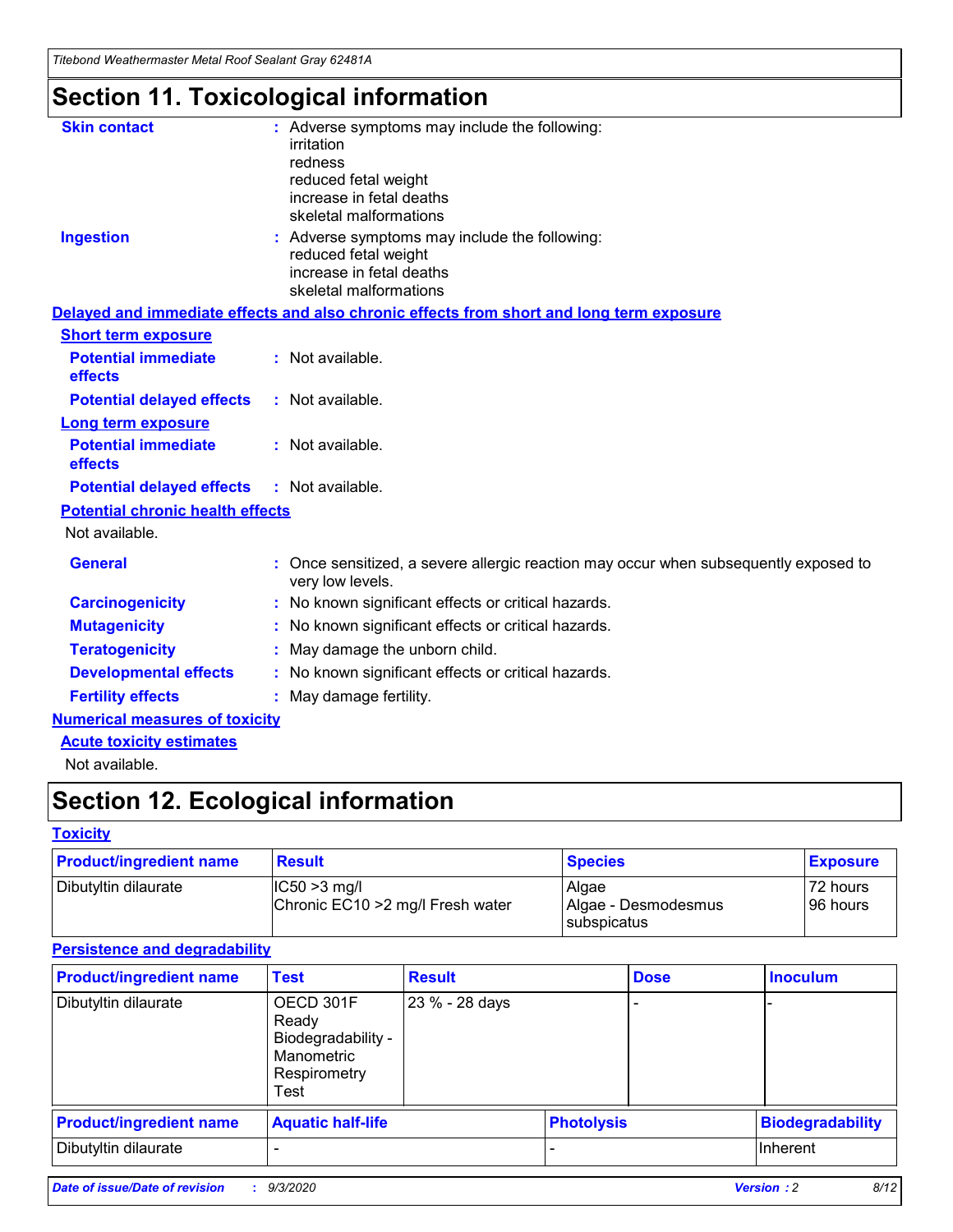## Section 11. Toxicological information

**Skin contact** : Adverse symptoms may include the following:
irritation
redness
reduced fetal weight
increase in fetal deaths
skeletal malformations

**Ingestion** : Adverse symptoms may include the following:
reduced fetal weight
increase in fetal deaths
skeletal malformations

**Delayed and immediate effects and also chronic effects from short and long term exposure**

**Short term exposure**

**Potential immediate effects** : Not available.

**Potential delayed effects** : Not available.

**Long term exposure**

**Potential immediate effects** : Not available.

**Potential delayed effects** : Not available.

**Potential chronic health effects**

Not available.

**General** : Once sensitized, a severe allergic reaction may occur when subsequently exposed to very low levels.

**Carcinogenicity** : No known significant effects or critical hazards.

**Mutagenicity** : No known significant effects or critical hazards.

**Teratogenicity** : May damage the unborn child.

**Developmental effects** : No known significant effects or critical hazards.

**Fertility effects** : May damage fertility.

**Numerical measures of toxicity**

**Acute toxicity estimates**

Not available.

## Section 12. Ecological information

**Toxicity**

| Product/ingredient name | Result | Species | Exposure |
|---|---|---|---|
| Dibutyltin dilaurate | IC50 >3 mg/l<br>Chronic EC10 >2 mg/l Fresh water | Algae<br>Algae - Desmodesmus subspicatus | 72 hours<br>96 hours |

**Persistence and degradability**

| Product/ingredient name | Test | Result | Dose | Inoculum |
|---|---|---|---|---|
| Dibutyltin dilaurate | OECD 301F Ready Biodegradability - Manometric Respirometry Test | 23 % - 28 days | - | - |

| Product/ingredient name | Aquatic half-life | Photolysis | Biodegradability |
|---|---|---|---|
| Dibutyltin dilaurate | - | - | Inherent |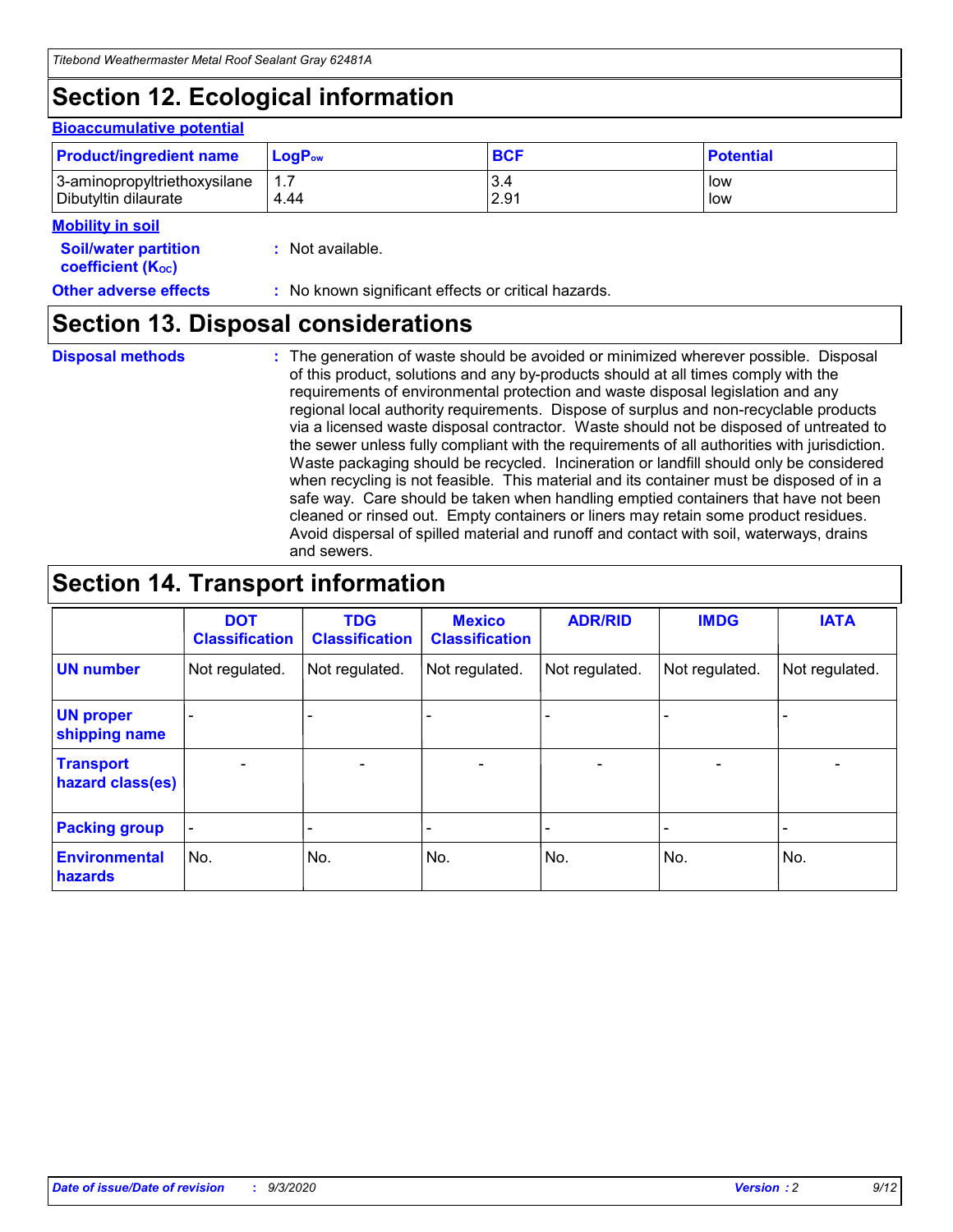## Section 12. Ecological information

### Bioaccumulative potential

| Product/ingredient name | $LogP_{ow}$ | BCF | Potential |
|---|---|---|---|
| 3-aminopropyltriethoxysilane | 1.7 | 3.4 | low |
| Dibutyltin dilaurate | 4.44 | 2.91 | low |

### Mobility in soil

**Soil/water partition coefficient ($K_{OC}$)** : Not available.

**Other adverse effects** : No known significant effects or critical hazards.

## Section 13. Disposal considerations

**Disposal methods** : The generation of waste should be avoided or minimized wherever possible. Disposal of this product, solutions and any by-products should at all times comply with the requirements of environmental protection and waste disposal legislation and any regional local authority requirements. Dispose of surplus and non-recyclable products via a licensed waste disposal contractor. Waste should not be disposed of untreated to the sewer unless fully compliant with the requirements of all authorities with jurisdiction. Waste packaging should be recycled. Incineration or landfill should only be considered when recycling is not feasible. This material and its container must be disposed of in a safe way. Care should be taken when handling emptied containers that have not been cleaned or rinsed out. Empty containers or liners may retain some product residues. Avoid dispersal of spilled material and runoff and contact with soil, waterways, drains and sewers.

## Section 14. Transport information

| | DOT Classification | TDG Classification | Mexico Classification | ADR/RID | IMDG | IATA |
|---|---|---|---|---|---|---|
| UN number | Not regulated. | Not regulated. | Not regulated. | Not regulated. | Not regulated. | Not regulated. |
| UN proper shipping name | - | - | - | - | - | - |
| Transport hazard class(es) | - | - | - | - | - | - |
| Packing group | - | - | - | - | - | - |
| Environmental hazards | No. | No. | No. | No. | No. | No. |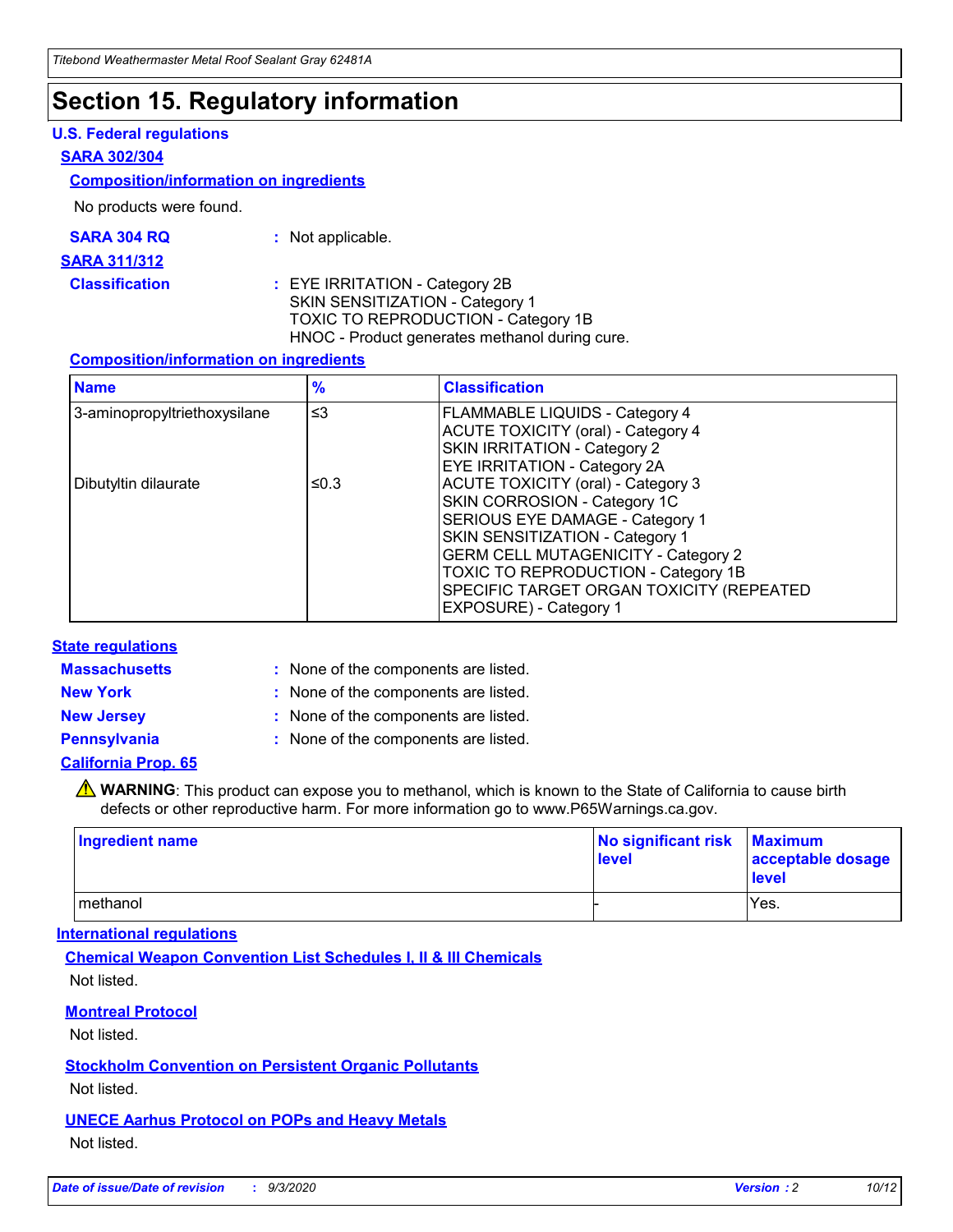# Section 15. Regulatory information

## U.S. Federal regulations

### SARA 302/304

#### Composition/information on ingredients

No products were found.

**SARA 304 RQ** : Not applicable.

### SARA 311/312

**Classification** : EYE IRRITATION - Category 2B
SKIN SENSITIZATION - Category 1
TOXIC TO REPRODUCTION - Category 1B
HNOC - Product generates methanol during cure.

#### Composition/information on ingredients

| Name | % | Classification |
| --- | --- | --- |
| 3-aminopropyltriethoxysilane | ≤3 | FLAMMABLE LIQUIDS - Category 4<br>ACUTE TOXICITY (oral) - Category 4<br>SKIN IRRITATION - Category 2<br>EYE IRRITATION - Category 2A |
| Dibutyltin dilaurate | ≤0.3 | ACUTE TOXICITY (oral) - Category 3<br>SKIN CORROSION - Category 1C<br>SERIOUS EYE DAMAGE - Category 1<br>SKIN SENSITIZATION - Category 1<br>GERM CELL MUTAGENICITY - Category 2<br>TOXIC TO REPRODUCTION - Category 1B<br>SPECIFIC TARGET ORGAN TOXICITY (REPEATED EXPOSURE) - Category 1 |

## State regulations

**Massachusetts** : None of the components are listed.

**New York** : None of the components are listed.

**New Jersey** : None of the components are listed.

**Pennsylvania** : None of the components are listed.

### California Prop. 65

⚠ **WARNING**: This product can expose you to methanol, which is known to the State of California to cause birth defects or other reproductive harm. For more information go to www.P65Warnings.ca.gov.

| Ingredient name | No significant risk level | Maximum acceptable dosage level |
| --- | --- | --- |
| methanol | - | Yes. |

## International regulations

### Chemical Weapon Convention List Schedules I, II & III Chemicals

Not listed.

### Montreal Protocol

Not listed.

### Stockholm Convention on Persistent Organic Pollutants

Not listed.

### UNECE Aarhus Protocol on POPs and Heavy Metals

Not listed.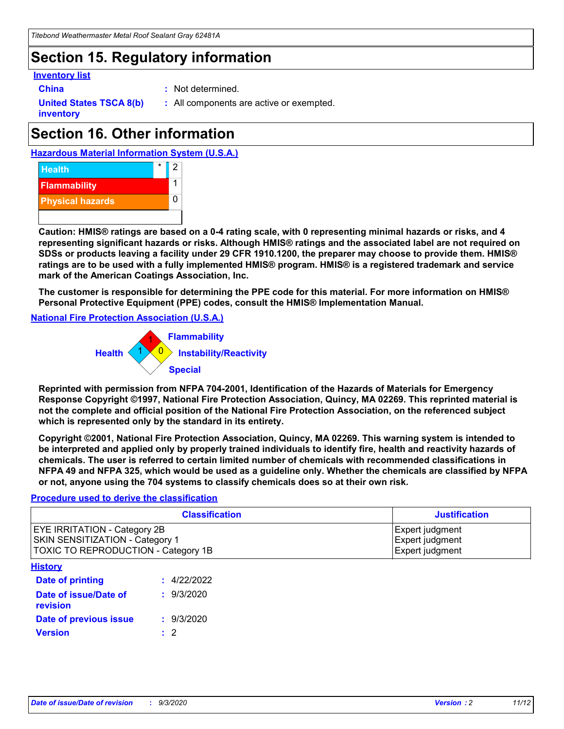# Section 15. Regulatory information

**Inventory list**

| | | |
|---|---|---|
| **China** | : | Not determined. |
| **United States TSCA 8(b) inventory** | : | All components are active or exempted. |

# Section 16. Other information

**Hazardous Material Information System (U.S.A.)**

| | | |
|---|---|---|
| **Health** | * | 2 |
| **Flammability** | | 1 |
| **Physical hazards** | | 0 |

**Caution: HMIS® ratings are based on a 0-4 rating scale, with 0 representing minimal hazards or risks, and 4 representing significant hazards or risks. Although HMIS® ratings and the associated label are not required on SDSs or products leaving a facility under 29 CFR 1910.1200, the preparer may choose to provide them. HMIS® ratings are to be used with a fully implemented HMIS® program. HMIS® is a registered trademark and service mark of the American Coatings Association, Inc.**

**The customer is responsible for determining the PPE code for this material. For more information on HMIS® Personal Protective Equipment (PPE) codes, consult the HMIS® Implementation Manual.**

**National Fire Protection Association (U.S.A.)**

| | |
|---|---|
| Health | 1 |
| Flammability | 1 |
| Instability/Reactivity | 0 |
| Special | |

**Reprinted with permission from NFPA 704-2001, Identification of the Hazards of Materials for Emergency Response Copyright ©1997, National Fire Protection Association, Quincy, MA 02269. This reprinted material is not the complete and official position of the National Fire Protection Association, on the referenced subject which is represented only by the standard in its entirety.**

**Copyright ©2001, National Fire Protection Association, Quincy, MA 02269. This warning system is intended to be interpreted and applied only by properly trained individuals to identify fire, health and reactivity hazards of chemicals. The user is referred to certain limited number of chemicals with recommended classifications in NFPA 49 and NFPA 325, which would be used as a guideline only. Whether the chemicals are classified by NFPA or not, anyone using the 704 systems to classify chemicals does so at their own risk.**

**Procedure used to derive the classification**

| Classification | Justification |
|---|---|
| EYE IRRITATION - Category 2B<br>SKIN SENSITIZATION - Category 1<br>TOXIC TO REPRODUCTION - Category 1B | Expert judgment<br>Expert judgment<br>Expert judgment |

**History**

| | | |
|---|---|---|
| **Date of printing** | : | 4/22/2022 |
| **Date of issue/Date of revision** | : | 9/3/2020 |
| **Date of previous issue** | : | 9/3/2020 |
| **Version** | : | 2 |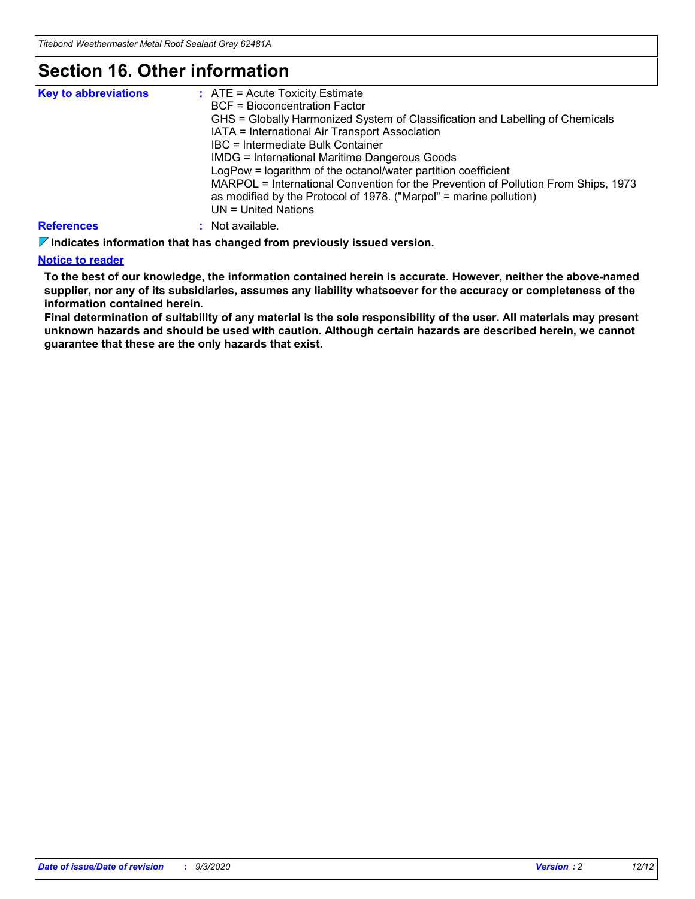# Section 16. Other information

**Key to abbreviations** : ATE = Acute Toxicity Estimate
BCF = Bioconcentration Factor
GHS = Globally Harmonized System of Classification and Labelling of Chemicals
IATA = International Air Transport Association
IBC = Intermediate Bulk Container
IMDG = International Maritime Dangerous Goods
LogPow = logarithm of the octanol/water partition coefficient
MARPOL = International Convention for the Prevention of Pollution From Ships, 1973 as modified by the Protocol of 1978. ("Marpol" = marine pollution)
UN = United Nations

**References** : Not available.

**Indicates information that has changed from previously issued version.**

**Notice to reader**

**To the best of our knowledge, the information contained herein is accurate. However, neither the above-named supplier, nor any of its subsidiaries, assumes any liability whatsoever for the accuracy or completeness of the information contained herein.**

**Final determination of suitability of any material is the sole responsibility of the user. All materials may present unknown hazards and should be used with caution. Although certain hazards are described herein, we cannot guarantee that these are the only hazards that exist.**